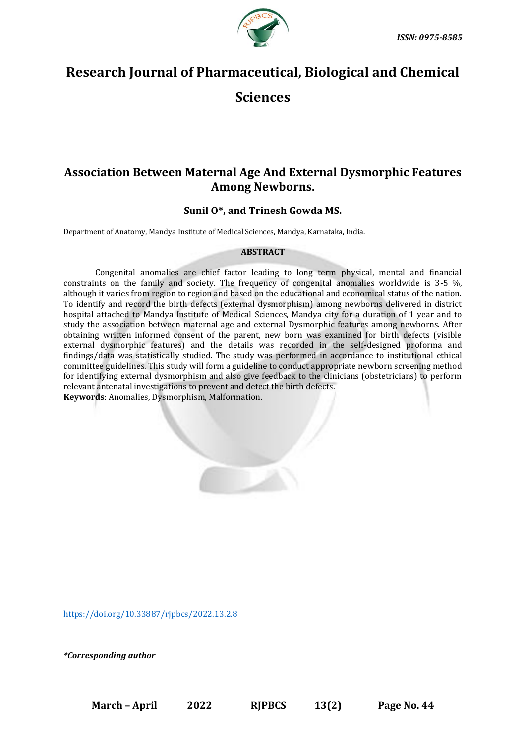# Research Journal of Pharmaceutical, Biological and Chemical Sciences

## Association Between Maternal Age And External Dysmorphic Features Among Newborns.

**Sunil O\*, and Trinesh Gowda MS.**

Department of Anatomy, Mandya Institute of Medical Sciences, Mandya, Karnataka, India.

**ABSTRACT**

Congenital anomalies are chief factor leading to long term physical, mental and financial constraints on the family and society. The frequency of congenital anomalies worldwide is 3-5 %, although it varies from region to region and based on the educational and economical status of the nation. To identify and record the birth defects (external dysmorphism) among newborns delivered in district hospital attached to Mandya Institute of Medical Sciences, Mandya city for a duration of 1 year and to study the association between maternal age and external Dysmorphic features among newborns. After obtaining written informed consent of the parent, new born was examined for birth defects (visible external dysmorphic features) and the details was recorded in the self-designed proforma and findings/data was statistically studied. The study was performed in accordance to institutional ethical committee guidelines. This study will form a guideline to conduct appropriate newborn screening method for identifying external dysmorphism and also give feedback to the clinicians (obstetricians) to perform relevant antenatal investigations to prevent and detect the birth defects.

**Keywords**: Anomalies, Dysmorphism, Malformation.

https://doi.org/10.33887/rjpbcs/2022.13.2.8

*\*Corresponding author*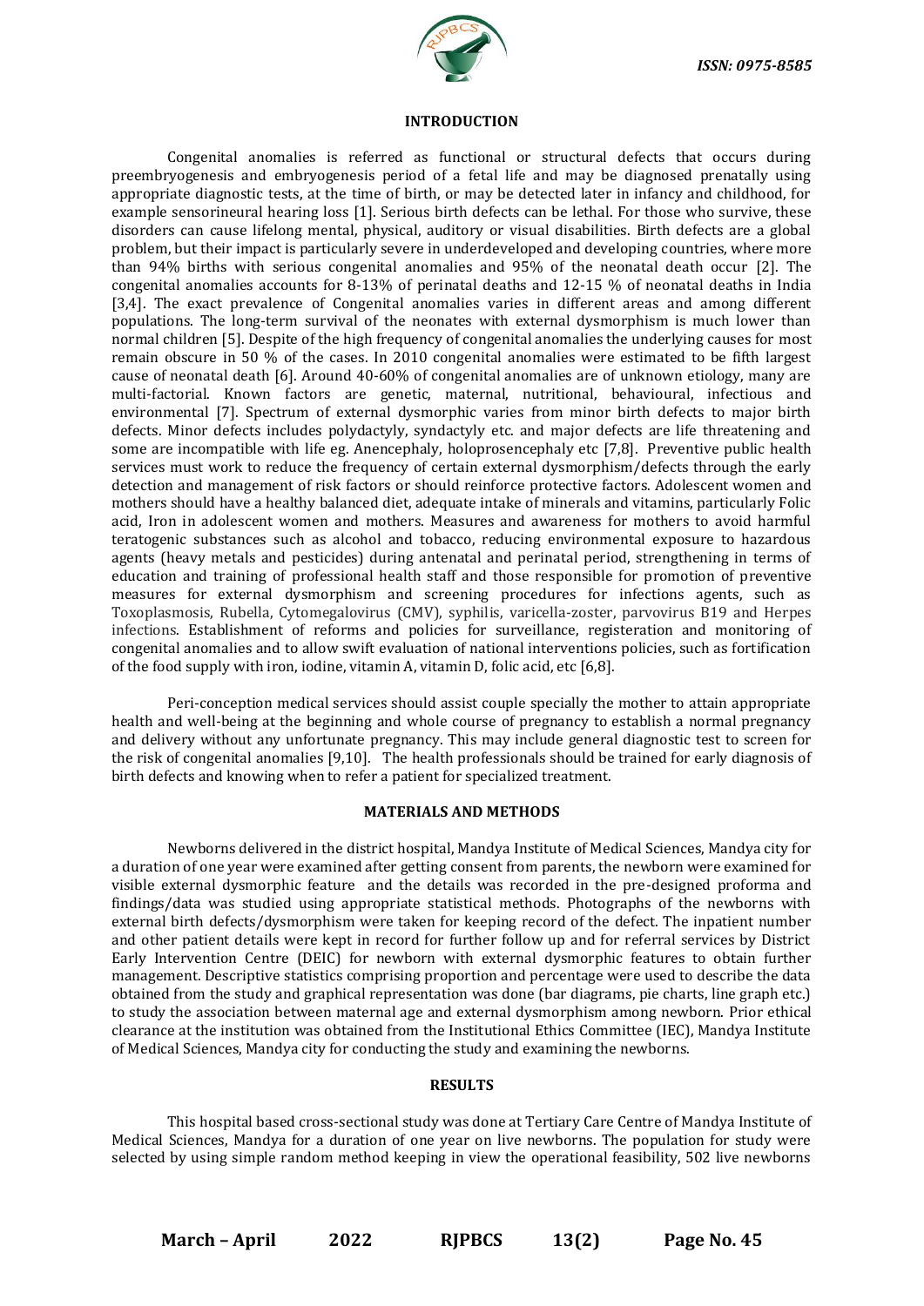## INTRODUCTION

Congenital anomalies is referred as functional or structural defects that occurs during preembryogenesis and embryogenesis period of a fetal life and may be diagnosed prenatally using appropriate diagnostic tests, at the time of birth, or may be detected later in infancy and childhood, for example sensorineural hearing loss [1]. Serious birth defects can be lethal. For those who survive, these disorders can cause lifelong mental, physical, auditory or visual disabilities. Birth defects are a global problem, but their impact is particularly severe in underdeveloped and developing countries, where more than 94% births with serious congenital anomalies and 95% of the neonatal death occur [2]. The congenital anomalies accounts for 8-13% of perinatal deaths and 12-15 % of neonatal deaths in India [3,4]. The exact prevalence of Congenital anomalies varies in different areas and among different populations. The long-term survival of the neonates with external dysmorphism is much lower than normal children [5]. Despite of the high frequency of congenital anomalies the underlying causes for most remain obscure in 50 % of the cases. In 2010 congenital anomalies were estimated to be fifth largest cause of neonatal death [6]. Around 40-60% of congenital anomalies are of unknown etiology, many are multi-factorial. Known factors are genetic, maternal, nutritional, behavioural, infectious and environmental [7]. Spectrum of external dysmorphic varies from minor birth defects to major birth defects. Minor defects includes polydactyly, syndactyly etc. and major defects are life threatening and some are incompatible with life eg. Anencephaly, holoprosencephaly etc [7,8]. Preventive public health services must work to reduce the frequency of certain external dysmorphism/defects through the early detection and management of risk factors or should reinforce protective factors. Adolescent women and mothers should have a healthy balanced diet, adequate intake of minerals and vitamins, particularly Folic acid, Iron in adolescent women and mothers. Measures and awareness for mothers to avoid harmful teratogenic substances such as alcohol and tobacco, reducing environmental exposure to hazardous agents (heavy metals and pesticides) during antenatal and perinatal period, strengthening in terms of education and training of professional health staff and those responsible for promotion of preventive measures for external dysmorphism and screening procedures for infections agents, such as Toxoplasmosis, Rubella, Cytomegalovirus (CMV), syphilis, varicella-zoster, parvovirus B19 and Herpes infections. Establishment of reforms and policies for surveillance, registeration and monitoring of congenital anomalies and to allow swift evaluation of national interventions policies, such as fortification of the food supply with iron, iodine, vitamin A, vitamin D, folic acid, etc [6,8].

Peri-conception medical services should assist couple specially the mother to attain appropriate health and well-being at the beginning and whole course of pregnancy to establish a normal pregnancy and delivery without any unfortunate pregnancy. This may include general diagnostic test to screen for the risk of congenital anomalies [9,10]. The health professionals should be trained for early diagnosis of birth defects and knowing when to refer a patient for specialized treatment.

## MATERIALS AND METHODS

Newborns delivered in the district hospital, Mandya Institute of Medical Sciences, Mandya city for a duration of one year were examined after getting consent from parents, the newborn were examined for visible external dysmorphic feature and the details was recorded in the pre-designed proforma and findings/data was studied using appropriate statistical methods. Photographs of the newborns with external birth defects/dysmorphism were taken for keeping record of the defect. The inpatient number and other patient details were kept in record for further follow up and for referral services by District Early Intervention Centre (DEIC) for newborn with external dysmorphic features to obtain further management. Descriptive statistics comprising proportion and percentage were used to describe the data obtained from the study and graphical representation was done (bar diagrams, pie charts, line graph etc.) to study the association between maternal age and external dysmorphism among newborn. Prior ethical clearance at the institution was obtained from the Institutional Ethics Committee (IEC), Mandya Institute of Medical Sciences, Mandya city for conducting the study and examining the newborns.

## RESULTS

This hospital based cross-sectional study was done at Tertiary Care Centre of Mandya Institute of Medical Sciences, Mandya for a duration of one year on live newborns. The population for study were selected by using simple random method keeping in view the operational feasibility, 502 live newborns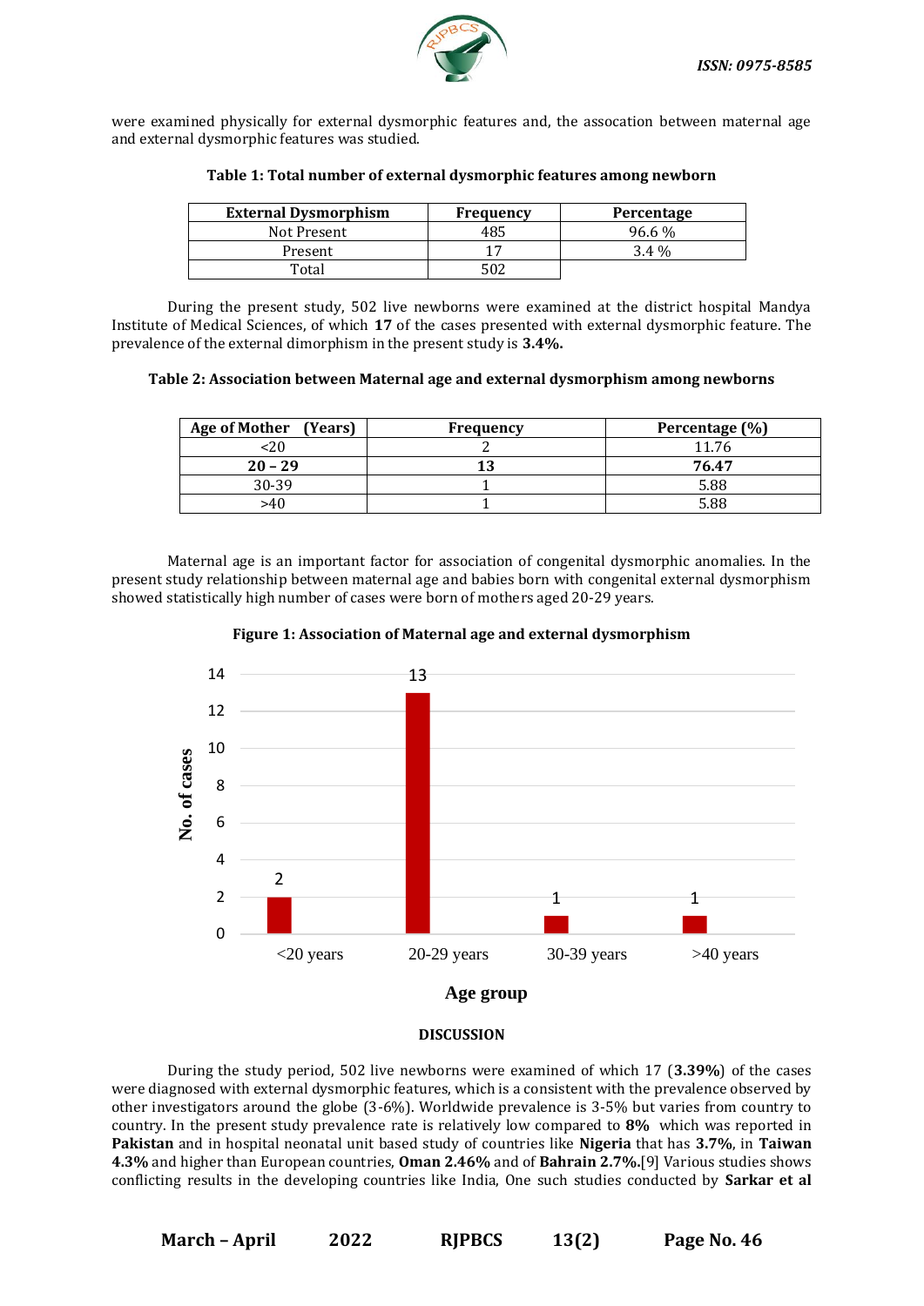were examined physically for external dysmorphic features and, the assocation between maternal age and external dysmorphic features was studied.

**Table 1: Total number of external dysmorphic features among newborn**

| External Dysmorphism | Frequency | Percentage |
|---|---|---|
| Not Present | 485 | 96.6 % |
| Present | 17 | 3.4 % |
| Total | 502 | |

During the present study, 502 live newborns were examined at the district hospital Mandya Institute of Medical Sciences, of which **17** of the cases presented with external dysmorphic feature. The prevalence of the external dimorphism in the present study is **3.4%.**

**Table 2: Association between Maternal age and external dysmorphism among newborns**

| Age of Mother (Years) | Frequency | Percentage (%) |
|---|---|---|
| <20 | 2 | 11.76 |
| **20 – 29** | **13** | **76.47** |
| 30-39 | 1 | 5.88 |
| >40 | 1 | 5.88 |

Maternal age is an important factor for association of congenital dysmorphic anomalies. In the present study relationship between maternal age and babies born with congenital external dysmorphism showed statistically high number of cases were born of mothers aged 20-29 years.

**Figure 1: Association of Maternal age and external dysmorphism**

| Age group | No. of cases |
|---|---|
| <20 years | 2 |
| 20-29 years | 13 |
| 30-39 years | 1 |
| >40 years | 1 |

## DISCUSSION

During the study period, 502 live newborns were examined of which 17 (**3.39%**) of the cases were diagnosed with external dysmorphic features, which is a consistent with the prevalence observed by other investigators around the globe (3-6%). Worldwide prevalence is 3-5% but varies from country to country. In the present study prevalence rate is relatively low compared to **8%** which was reported in **Pakistan** and in hospital neonatal unit based study of countries like **Nigeria** that has **3.7%**, in **Taiwan 4.3%** and higher than European countries, **Oman 2.46%** and of **Bahrain 2.7%.**[9] Various studies shows conflicting results in the developing countries like India, One such studies conducted by **Sarkar et al**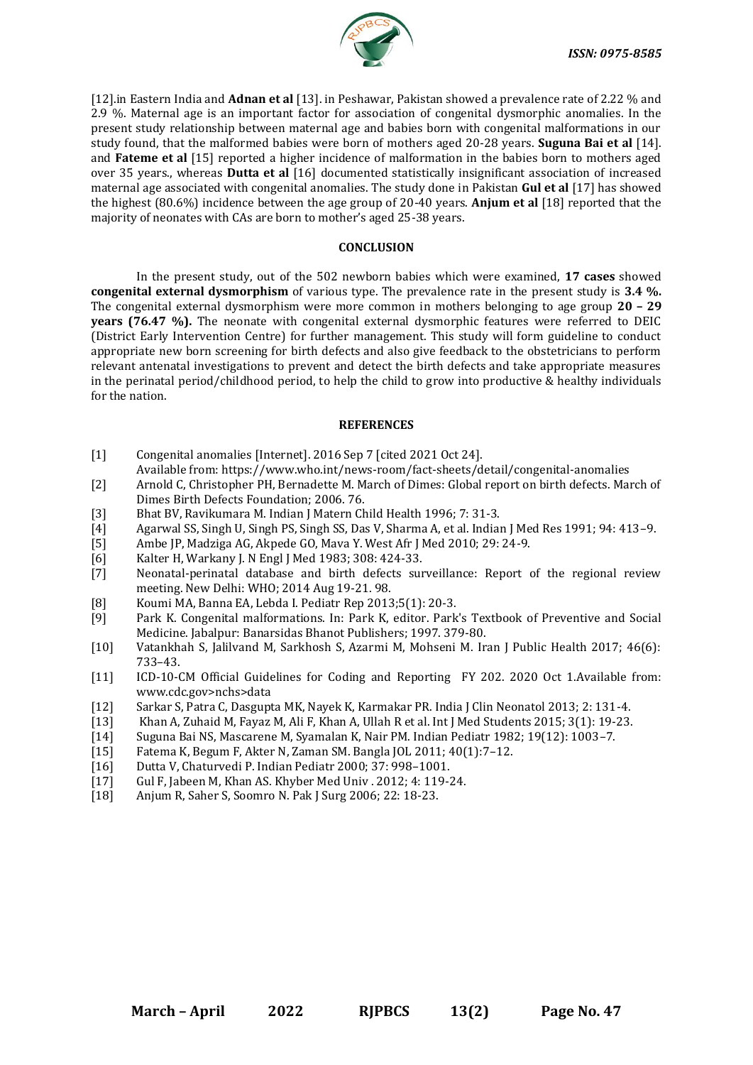[12].in Eastern India and **Adnan et al** [13]. in Peshawar, Pakistan showed a prevalence rate of 2.22 % and 2.9 %. Maternal age is an important factor for association of congenital dysmorphic anomalies. In the present study relationship between maternal age and babies born with congenital malformations in our study found, that the malformed babies were born of mothers aged 20-28 years. **Suguna Bai et al** [14]. and **Fateme et al** [15] reported a higher incidence of malformation in the babies born to mothers aged over 35 years., whereas **Dutta et al** [16] documented statistically insignificant association of increased maternal age associated with congenital anomalies. The study done in Pakistan **Gul et al** [17] has showed the highest (80.6%) incidence between the age group of 20-40 years. **Anjum et al** [18] reported that the majority of neonates with CAs are born to mother's aged 25-38 years.

## CONCLUSION

In the present study, out of the 502 newborn babies which were examined, **17 cases** showed **congenital external dysmorphism** of various type. The prevalence rate in the present study is **3.4 %.** The congenital external dysmorphism were more common in mothers belonging to age group **20 – 29 years (76.47 %).** The neonate with congenital external dysmorphic features were referred to DEIC (District Early Intervention Centre) for further management. This study will form guideline to conduct appropriate new born screening for birth defects and also give feedback to the obstetricians to perform relevant antenatal investigations to prevent and detect the birth defects and take appropriate measures in the perinatal period/childhood period, to help the child to grow into productive & healthy individuals for the nation.

## REFERENCES

[1] Congenital anomalies [Internet]. 2016 Sep 7 [cited 2021 Oct 24]. Available from: https://www.who.int/news-room/fact-sheets/detail/congenital-anomalies
[2] Arnold C, Christopher PH, Bernadette M. March of Dimes: Global report on birth defects. March of Dimes Birth Defects Foundation; 2006. 76.
[3] Bhat BV, Ravikumara M. Indian J Matern Child Health 1996; 7: 31-3.
[4] Agarwal SS, Singh U, Singh PS, Singh SS, Das V, Sharma A, et al. Indian J Med Res 1991; 94: 413–9.
[5] Ambe JP, Madziga AG, Akpede GO, Mava Y. West Afr J Med 2010; 29: 24-9.
[6] Kalter H, Warkany J. N Engl J Med 1983; 308: 424-33.
[7] Neonatal-perinatal database and birth defects surveillance: Report of the regional review meeting. New Delhi: WHO; 2014 Aug 19-21. 98.
[8] Koumi MA, Banna EA, Lebda I. Pediatr Rep 2013;5(1): 20-3.
[9] Park K. Congenital malformations. In: Park K, editor. Park's Textbook of Preventive and Social Medicine. Jabalpur: Banarsidas Bhanot Publishers; 1997. 379-80.
[10] Vatankhah S, Jalilvand M, Sarkhosh S, Azarmi M, Mohseni M. Iran J Public Health 2017; 46(6): 733–43.
[11] ICD-10-CM Official Guidelines for Coding and Reporting FY 202. 2020 Oct 1.Available from: www.cdc.gov>nchs>data
[12] Sarkar S, Patra C, Dasgupta MK, Nayek K, Karmakar PR. India J Clin Neonatol 2013; 2: 131-4.
[13] Khan A, Zuhaid M, Fayaz M, Ali F, Khan A, Ullah R et al. Int J Med Students 2015; 3(1): 19-23.
[14] Suguna Bai NS, Mascarene M, Syamalan K, Nair PM. Indian Pediatr 1982; 19(12): 1003–7.
[15] Fatema K, Begum F, Akter N, Zaman SM. Bangla JOL 2011; 40(1):7–12.
[16] Dutta V, Chaturvedi P. Indian Pediatr 2000; 37: 998–1001.
[17] Gul F, Jabeen M, Khan AS. Khyber Med Univ . 2012; 4: 119-24.
[18] Anjum R, Saher S, Soomro N. Pak J Surg 2006; 22: 18-23.